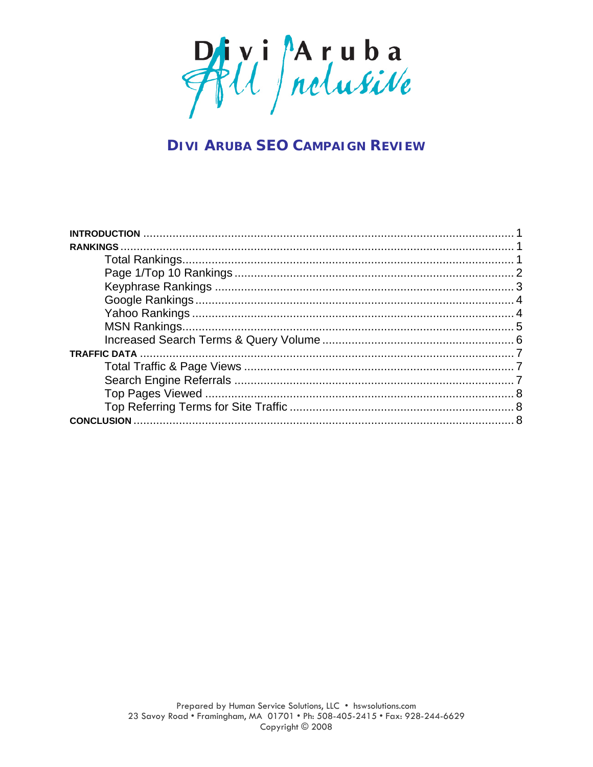Divi Aruba All Inclusive

# DIVI ARUBA SEO CAMPAIGN REVIEW

**INTRODUCTION** ..... 1
**RANKINGS** ..... 1
- Total Rankings ..... 1
- Page 1/Top 10 Rankings ..... 2
- Keyphrase Rankings ..... 3
- Google Rankings ..... 4
- Yahoo Rankings ..... 4
- MSN Rankings ..... 5
- Increased Search Terms & Query Volume ..... 6

**TRAFFIC DATA** ..... 7
- Total Traffic & Page Views ..... 7
- Search Engine Referrals ..... 7
- Top Pages Viewed ..... 8
- Top Referring Terms for Site Traffic ..... 8

**CONCLUSION** ..... 8

Prepared by Human Service Solutions, LLC • hswsolutions.com
23 Savoy Road • Framingham, MA 01701 • Ph: 508-405-2415 • Fax: 928-244-6629
Copyright © 2008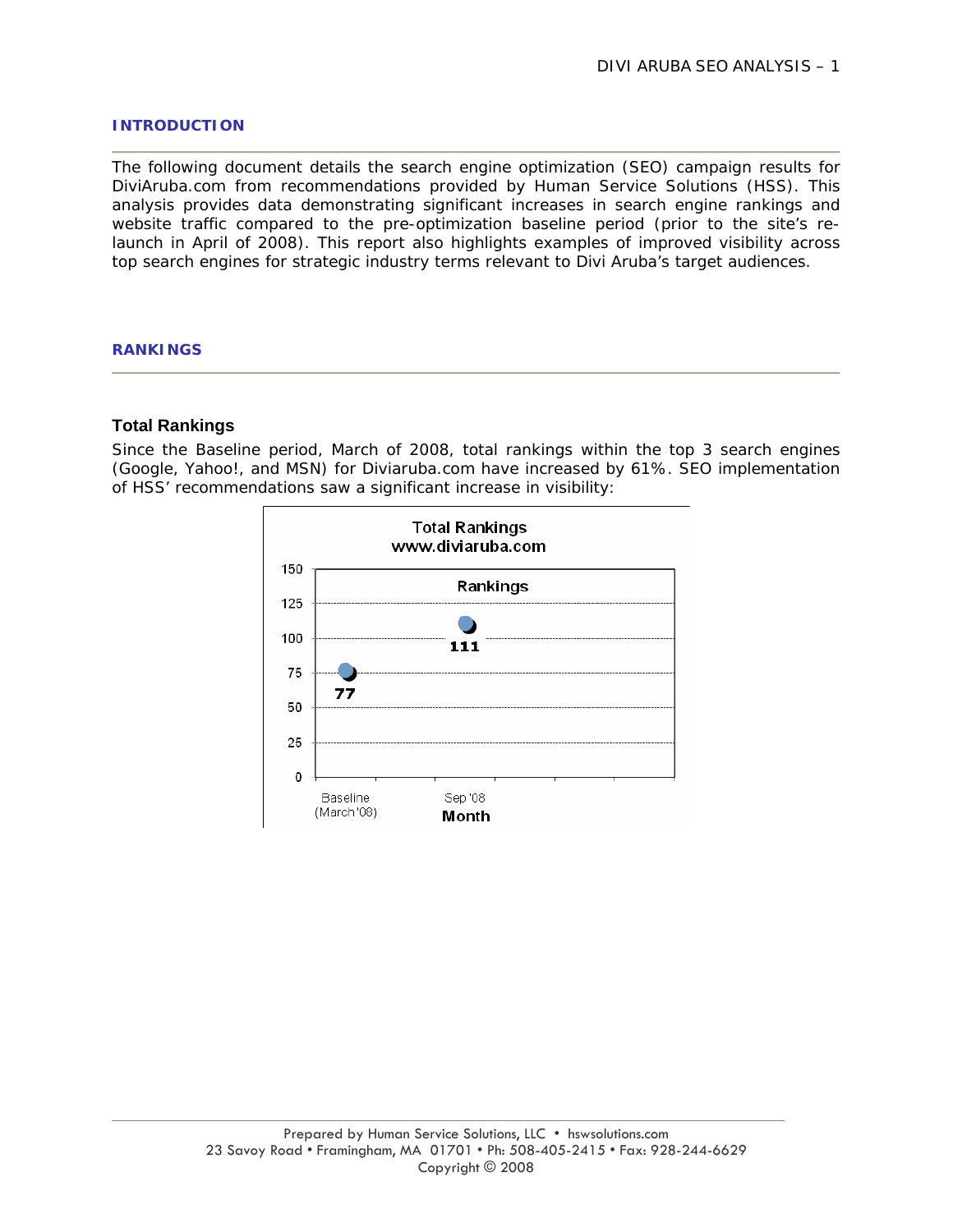## INTRODUCTION

The following document details the search engine optimization (SEO) campaign results for DiviAruba.com from recommendations provided by Human Service Solutions (HSS). This analysis provides data demonstrating significant increases in search engine rankings and website traffic compared to the pre-optimization baseline period (prior to the site's re-launch in April of 2008). This report also highlights examples of improved visibility across top search engines for strategic industry terms relevant to Divi Aruba's target audiences.

## RANKINGS

### Total Rankings

Since the Baseline period, March of 2008, total rankings within the top 3 search engines (Google, Yahoo!, and MSN) for Diviaruba.com have increased by 61%. SEO implementation of HSS' recommendations saw a significant increase in visibility:

**Total Rankings**
**www.diviaruba.com**

| Month | Rankings |
|---|---|
| Baseline (March '08) | 77 |
| Sep '08 | 111 |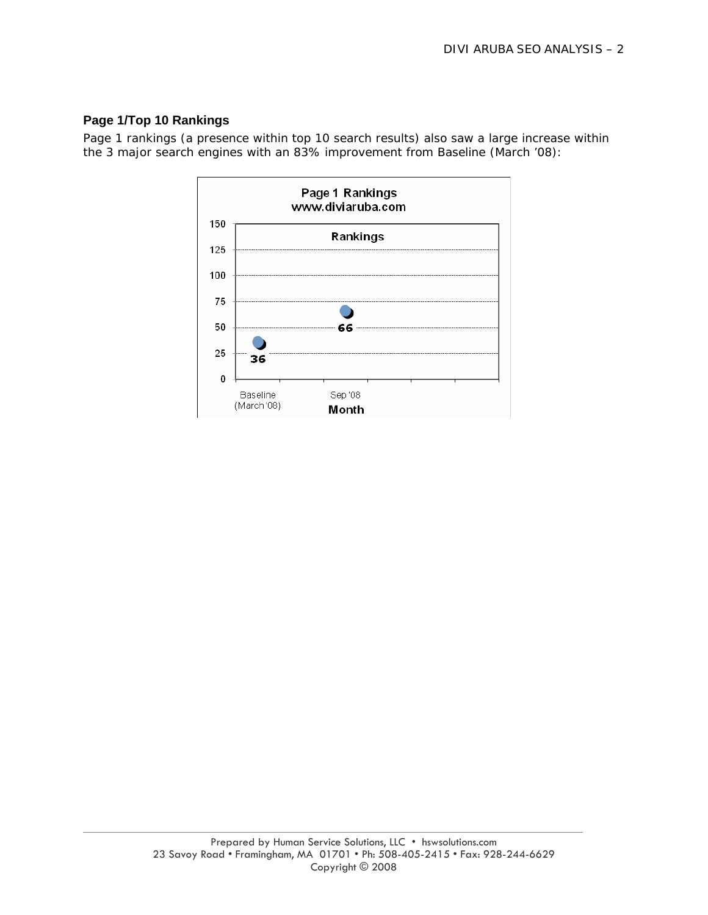### Page 1/Top 10 Rankings

Page 1 rankings (a presence within top 10 search results) also saw a large increase within the 3 major search engines with an 83% improvement from Baseline (March '08):

**Page 1 Rankings**
**www.diviaruba.com**

| Month | Rankings |
| --- | --- |
| Baseline (March '08) | 36 |
| Sep '08 | 66 |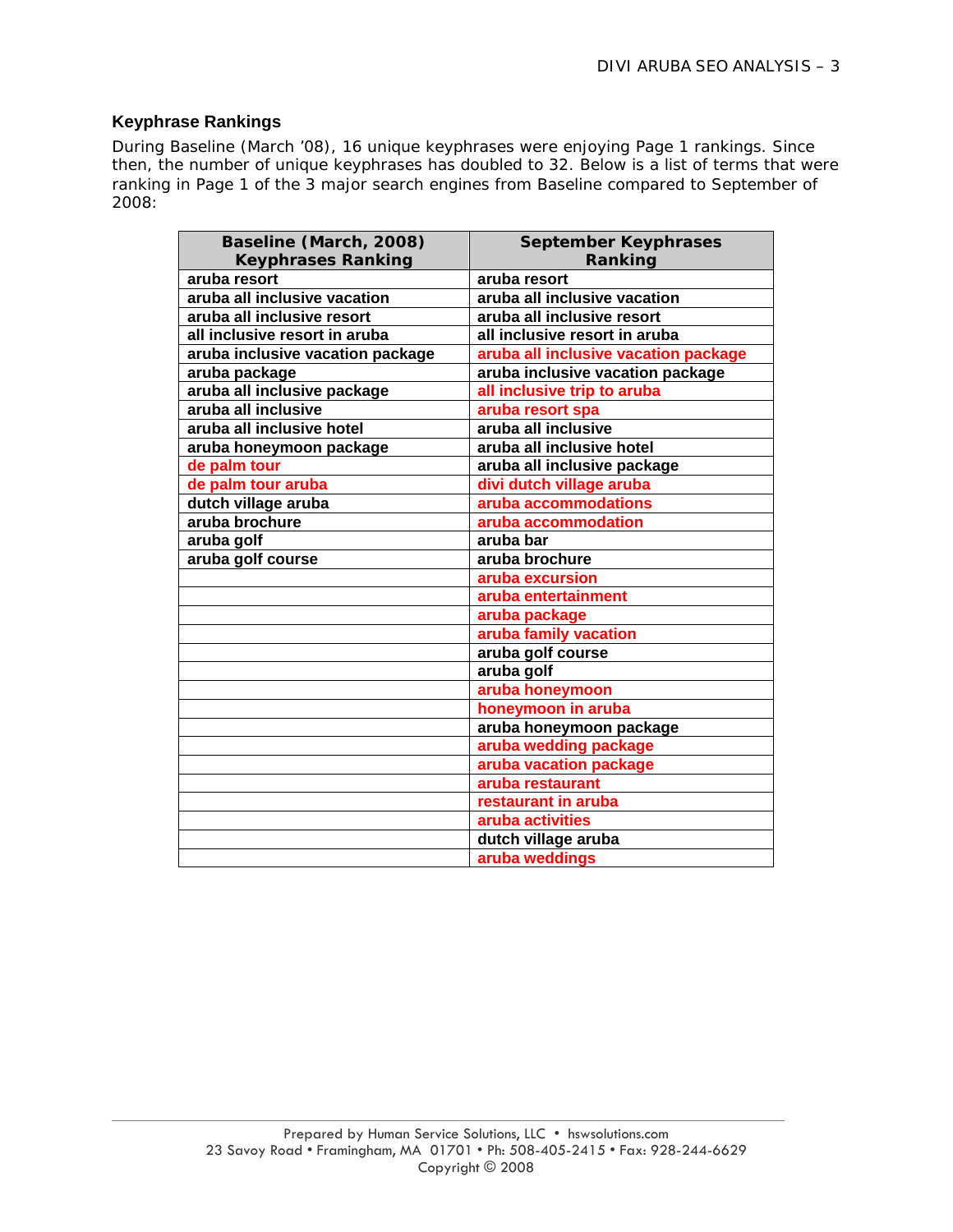### Keyphrase Rankings

During Baseline (March '08), 16 unique keyphrases were enjoying Page 1 rankings. Since then, the number of unique keyphrases has doubled to 32. Below is a list of terms that were ranking in Page 1 of the 3 major search engines from Baseline compared to September of 2008:

| Baseline (March, 2008) Keyphrases Ranking | September Keyphrases Ranking |
|---|---|
| aruba resort | aruba resort |
| aruba all inclusive vacation | aruba all inclusive vacation |
| aruba all inclusive resort | aruba all inclusive resort |
| all inclusive resort in aruba | all inclusive resort in aruba |
| aruba inclusive vacation package | aruba all inclusive vacation package |
| aruba package | aruba inclusive vacation package |
| aruba all inclusive package | all inclusive trip to aruba |
| aruba all inclusive | aruba resort spa |
| aruba all inclusive hotel | aruba all inclusive |
| aruba honeymoon package | aruba all inclusive hotel |
| de palm tour | aruba all inclusive package |
| de palm tour aruba | divi dutch village aruba |
| dutch village aruba | aruba accommodations |
| aruba brochure | aruba accommodation |
| aruba golf | aruba bar |
| aruba golf course | aruba brochure |
| | aruba excursion |
| | aruba entertainment |
| | aruba package |
| | aruba family vacation |
| | aruba golf course |
| | aruba golf |
| | aruba honeymoon |
| | honeymoon in aruba |
| | aruba honeymoon package |
| | aruba wedding package |
| | aruba vacation package |
| | aruba restaurant |
| | restaurant in aruba |
| | aruba activities |
| | dutch village aruba |
| | aruba weddings |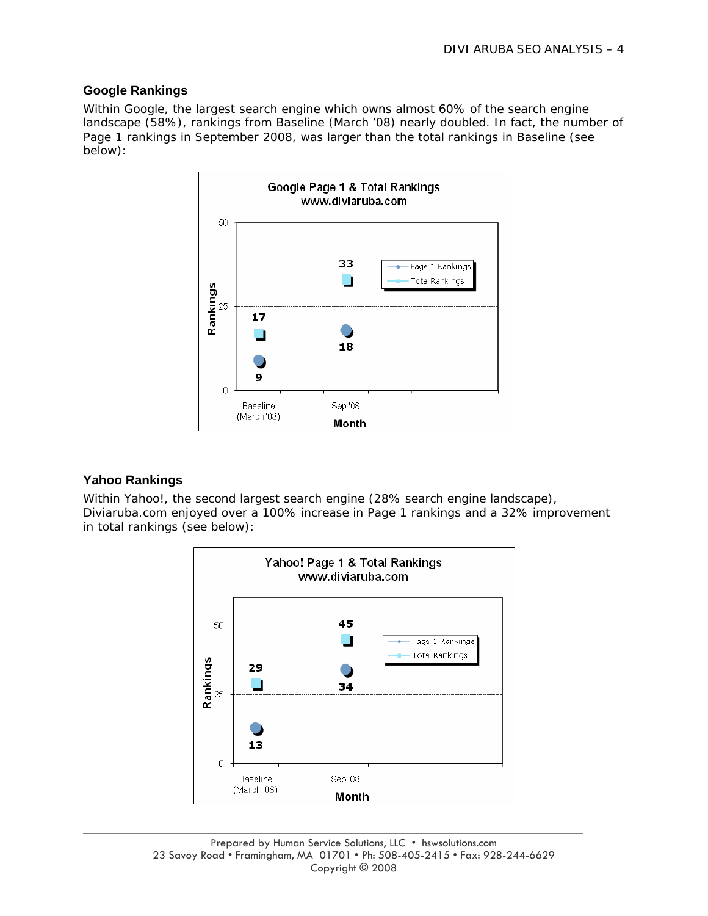## Google Rankings

Within Google, the largest search engine which owns almost 60% of the search engine landscape (58%), rankings from Baseline (March '08) nearly doubled. In fact, the number of Page 1 rankings in September 2008, was larger than the total rankings in Baseline (see below):

## Yahoo Rankings

Within Yahoo!, the second largest search engine (28% search engine landscape), Diviaruba.com enjoyed over a 100% increase in Page 1 rankings and a 32% improvement in total rankings (see below):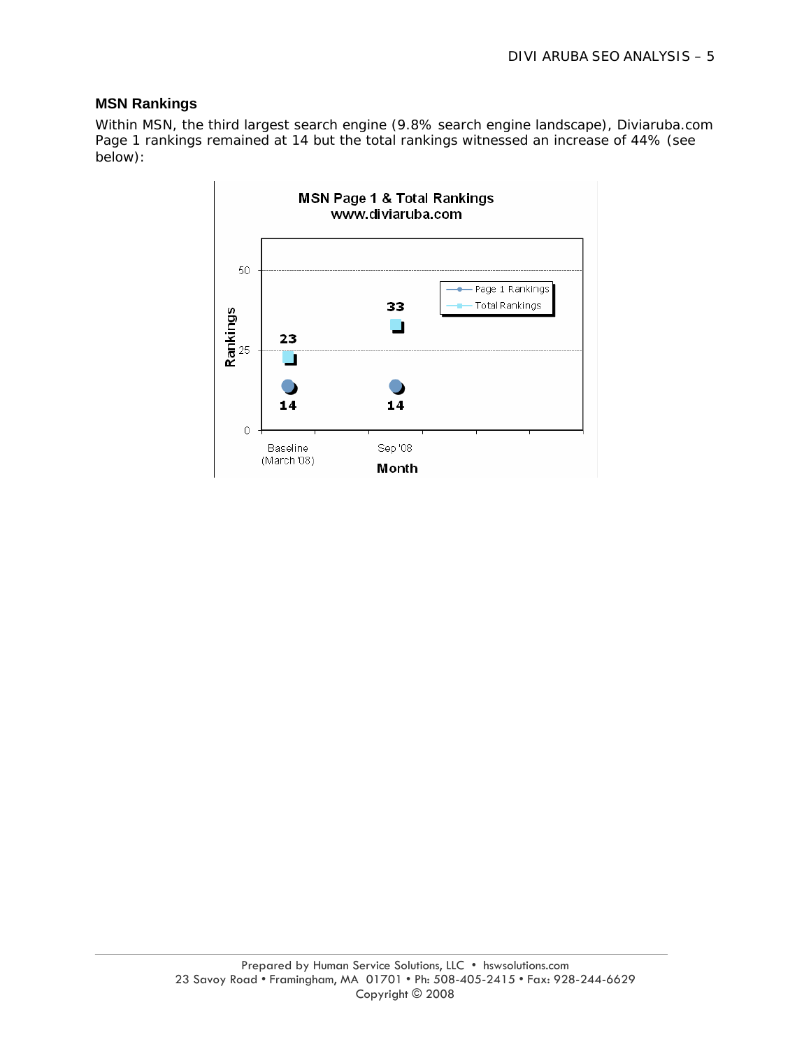## MSN Rankings

Within MSN, the third largest search engine (9.8% search engine landscape), Diviaruba.com Page 1 rankings remained at 14 but the total rankings witnessed an increase of 44% (see below):

**MSN Page 1 & Total Rankings**
**www.diviaruba.com**

| Month | Page 1 Rankings | Total Rankings |
|---|---|---|
| Baseline (March '08) | 14 | 23 |
| Sep '08 | 14 | 33 |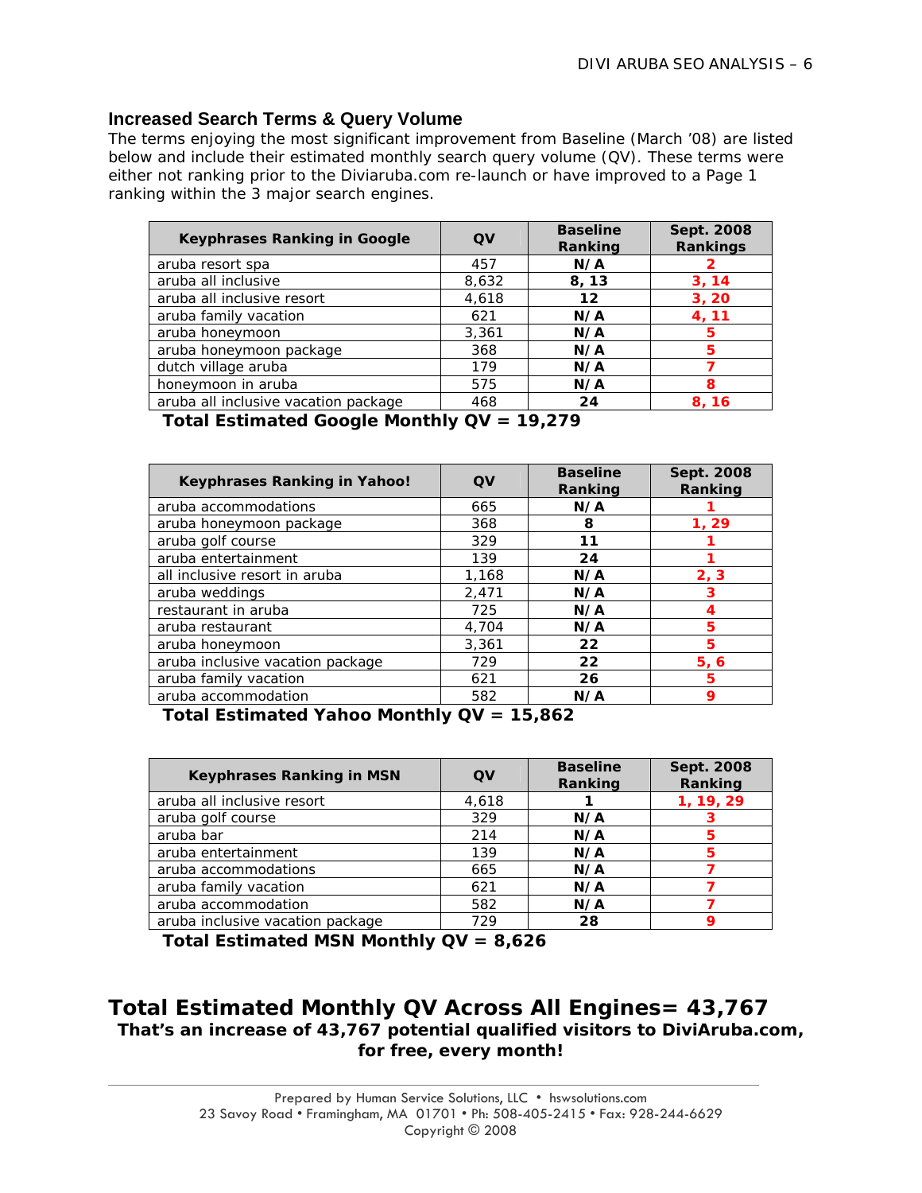## Increased Search Terms & Query Volume

The terms enjoying the most significant improvement from Baseline (March '08) are listed below and include their estimated monthly search query volume (QV). These terms were either not ranking prior to the Diviaruba.com re-launch or have improved to a Page 1 ranking within the 3 major search engines.

| Keyphrases Ranking in Google | QV | Baseline Ranking | Sept. 2008 Rankings |
|---|---|---|---|
| aruba resort spa | 457 | **N/A** | **2** |
| aruba all inclusive | 8,632 | **8, 13** | **3, 14** |
| aruba all inclusive resort | 4,618 | **12** | **3, 20** |
| aruba family vacation | 621 | **N/A** | **4, 11** |
| aruba honeymoon | 3,361 | **N/A** | **5** |
| aruba honeymoon package | 368 | **N/A** | **5** |
| dutch village aruba | 179 | **N/A** | **7** |
| honeymoon in aruba | 575 | **N/A** | **8** |
| aruba all inclusive vacation package | 468 | **24** | **8, 16** |

**Total Estimated Google Monthly QV = 19,279**

| Keyphrases Ranking in Yahoo! | QV | Baseline Ranking | Sept. 2008 Ranking |
|---|---|---|---|
| aruba accommodations | 665 | **N/A** | **1** |
| aruba honeymoon package | 368 | **8** | **1, 29** |
| aruba golf course | 329 | **11** | **1** |
| aruba entertainment | 139 | **24** | **1** |
| all inclusive resort in aruba | 1,168 | **N/A** | **2, 3** |
| aruba weddings | 2,471 | **N/A** | **3** |
| restaurant in aruba | 725 | **N/A** | **4** |
| aruba restaurant | 4,704 | **N/A** | **5** |
| aruba honeymoon | 3,361 | **22** | **5** |
| aruba inclusive vacation package | 729 | **22** | **5, 6** |
| aruba family vacation | 621 | **26** | **5** |
| aruba accommodation | 582 | **N/A** | **9** |

**Total Estimated Yahoo Monthly QV = 15,862**

| Keyphrases Ranking in MSN | QV | Baseline Ranking | Sept. 2008 Ranking |
|---|---|---|---|
| aruba all inclusive resort | 4,618 | **1** | **1, 19, 29** |
| aruba golf course | 329 | **N/A** | **3** |
| aruba bar | 214 | **N/A** | **5** |
| aruba entertainment | 139 | **N/A** | **5** |
| aruba accommodations | 665 | **N/A** | **7** |
| aruba family vacation | 621 | **N/A** | **7** |
| aruba accommodation | 582 | **N/A** | **7** |
| aruba inclusive vacation package | 729 | **28** | **9** |

**Total Estimated MSN Monthly QV = 8,626**

## Total Estimated Monthly QV Across All Engines= 43,767

**That's an increase of 43,767 potential qualified visitors to DiviAruba.com, for free, every month!**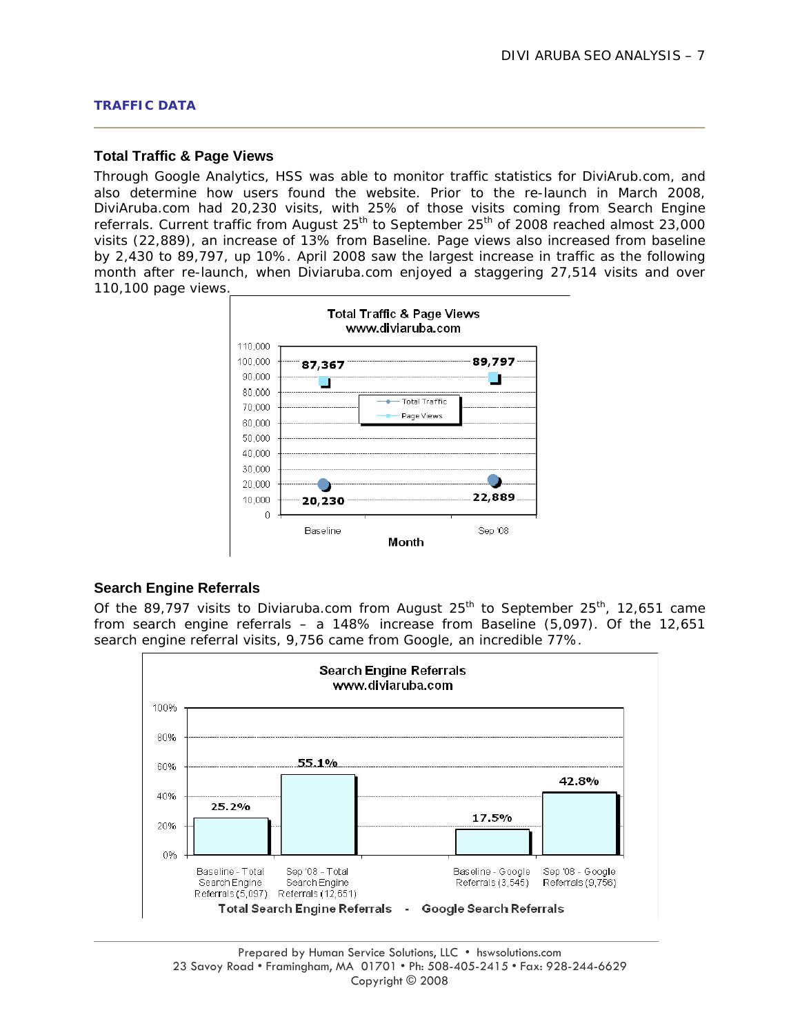## TRAFFIC DATA

### Total Traffic & Page Views

Through Google Analytics, HSS was able to monitor traffic statistics for DiviArub.com, and also determine how users found the website. Prior to the re-launch in March 2008, DiviAruba.com had 20,230 visits, with 25% of those visits coming from Search Engine referrals. Current traffic from August 25th to September 25th of 2008 reached almost 23,000 visits (22,889), an increase of 13% from Baseline. Page views also increased from baseline by 2,430 to 89,797, up 10%. April 2008 saw the largest increase in traffic as the following month after re-launch, when Diviaruba.com enjoyed a staggering 27,514 visits and over 110,100 page views.

**Total Traffic & Page Views**
**www.diviaruba.com**

| Month | Total Traffic | Page Views |
|---|---|---|
| Baseline | 20,230 | 87,367 |
| Sep '08 | 22,889 | 89,797 |

### Search Engine Referrals

Of the 89,797 visits to Diviaruba.com from August 25th to September 25th, 12,651 came from search engine referrals – a 148% increase from Baseline (5,097). Of the 12,651 search engine referral visits, 9,756 came from Google, an incredible 77%.

**Search Engine Referrals**
**www.diviaruba.com**

| Total Search Engine Referrals - Google Search Referrals | % |
|---|---|
| Baseline - Total Search Engine Referrals (5,097) | 25.2% |
| Sep '08 - Total Search Engine Referrals (12,651) | 55.1% |
| Baseline - Google Referrals (3,545) | 17.5% |
| Sep '08 - Google Referrals (9,756) | 42.8% |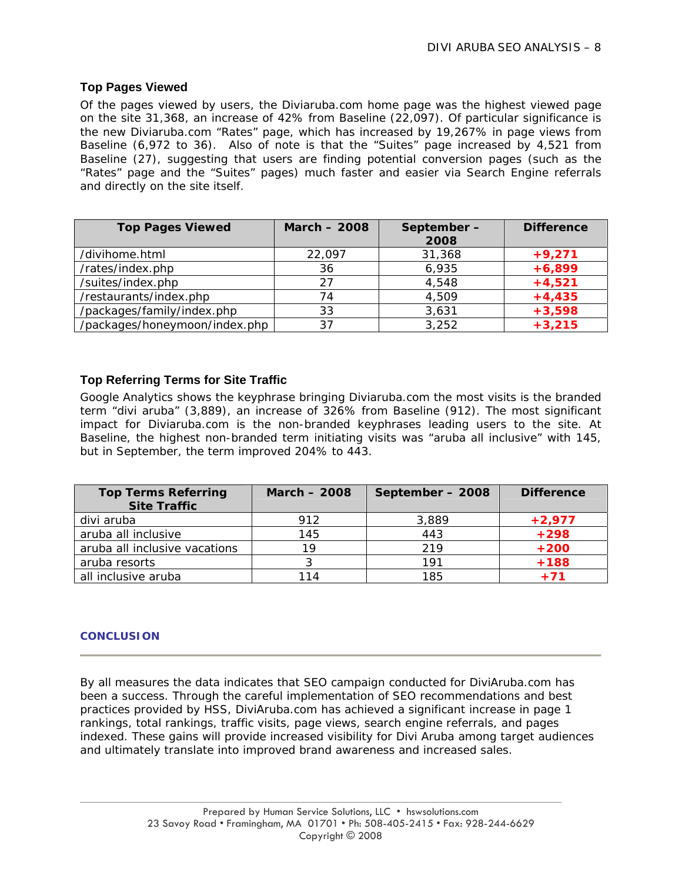### Top Pages Viewed

Of the pages viewed by users, the Diviaruba.com home page was the highest viewed page on the site 31,368, an increase of 42% from Baseline (22,097). Of particular significance is the new Diviaruba.com “Rates” page, which has increased by 19,267% in page views from Baseline (6,972 to 36). Also of note is that the “Suites” page increased by 4,521 from Baseline (27), suggesting that users are finding potential conversion pages (such as the “Rates” page and the “Suites” pages) much faster and easier via Search Engine referrals and directly on the site itself.

| Top Pages Viewed | March – 2008 | September – 2008 | Difference |
|---|---|---|---|
| /divihome.html | 22,097 | 31,368 | **+9,271** |
| /rates/index.php | 36 | 6,935 | **+6,899** |
| /suites/index.php | 27 | 4,548 | **+4,521** |
| /restaurants/index.php | 74 | 4,509 | **+4,435** |
| /packages/family/index.php | 33 | 3,631 | **+3,598** |
| /packages/honeymoon/index.php | 37 | 3,252 | **+3,215** |

### Top Referring Terms for Site Traffic

Google Analytics shows the keyphrase bringing Diviaruba.com the most visits is the branded term “divi aruba” (3,889), an increase of 326% from Baseline (912). The most significant impact for Diviaruba.com is the non-branded keyphrases leading users to the site. At Baseline, the highest non-branded term initiating visits was “aruba all inclusive” with 145, but in September, the term improved 204% to 443.

| Top Terms Referring Site Traffic | March – 2008 | September – 2008 | Difference |
|---|---|---|---|
| divi aruba | 912 | 3,889 | **+2,977** |
| aruba all inclusive | 145 | 443 | **+298** |
| aruba all inclusive vacations | 19 | 219 | **+200** |
| aruba resorts | 3 | 191 | **+188** |
| all inclusive aruba | 114 | 185 | **+71** |

## CONCLUSION

By all measures the data indicates that SEO campaign conducted for DiviAruba.com has been a success. Through the careful implementation of SEO recommendations and best practices provided by HSS, DiviAruba.com has achieved a significant increase in page 1 rankings, total rankings, traffic visits, page views, search engine referrals, and pages indexed. These gains will provide increased visibility for Divi Aruba among target audiences and ultimately translate into improved brand awareness and increased sales.